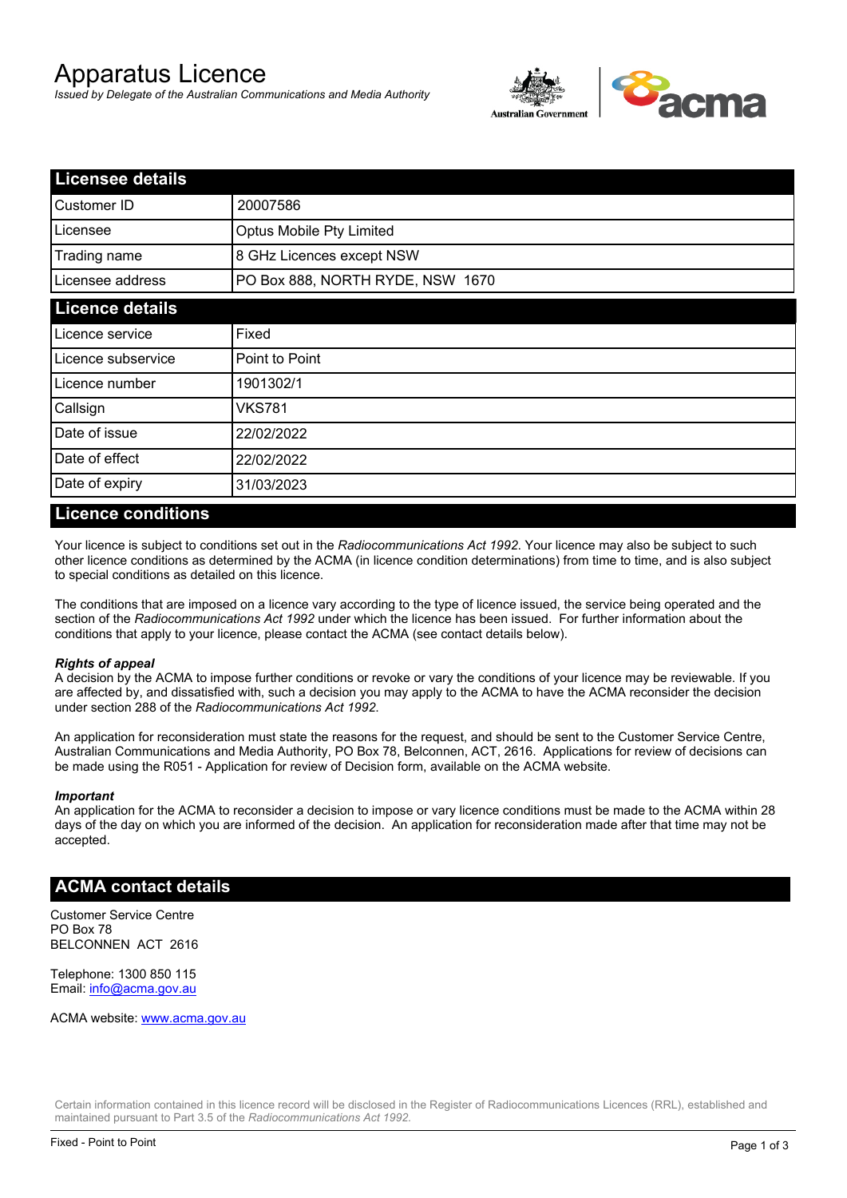# Apparatus Licence

*Issued by Delegate of the Australian Communications and Media Authority*

## Licensee details

| | |
|---|---|
| Customer ID | 20007586 |
| Licensee | Optus Mobile Pty Limited |
| Trading name | 8 GHz Licences except NSW |
| Licensee address | PO Box 888, NORTH RYDE, NSW 1670 |

## Licence details

| | |
|---|---|
| Licence service | Fixed |
| Licence subservice | Point to Point |
| Licence number | 1901302/1 |
| Callsign | VKS781 |
| Date of issue | 22/02/2022 |
| Date of effect | 22/02/2022 |
| Date of expiry | 31/03/2023 |

## Licence conditions

Your licence is subject to conditions set out in the *Radiocommunications Act 1992*. Your licence may also be subject to such other licence conditions as determined by the ACMA (in licence condition determinations) from time to time, and is also subject to special conditions as detailed on this licence.

The conditions that are imposed on a licence vary according to the type of licence issued, the service being operated and the section of the *Radiocommunications Act 1992* under which the licence has been issued. For further information about the conditions that apply to your licence, please contact the ACMA (see contact details below).

***Rights of appeal***

A decision by the ACMA to impose further conditions or revoke or vary the conditions of your licence may be reviewable. If you are affected by, and dissatisfied with, such a decision you may apply to the ACMA to have the ACMA reconsider the decision under section 288 of the *Radiocommunications Act 1992*.

An application for reconsideration must state the reasons for the request, and should be sent to the Customer Service Centre, Australian Communications and Media Authority, PO Box 78, Belconnen, ACT, 2616. Applications for review of decisions can be made using the R051 - Application for review of Decision form, available on the ACMA website.

***Important***

An application for the ACMA to reconsider a decision to impose or vary licence conditions must be made to the ACMA within 28 days of the day on which you are informed of the decision. An application for reconsideration made after that time may not be accepted.

## ACMA contact details

Customer Service Centre
PO Box 78
BELCONNEN ACT 2616

Telephone: 1300 850 115
Email: info@acma.gov.au

ACMA website: www.acma.gov.au

Certain information contained in this licence record will be disclosed in the Register of Radiocommunications Licences (RRL), established and maintained pursuant to Part 3.5 of the *Radiocommunications Act 1992.*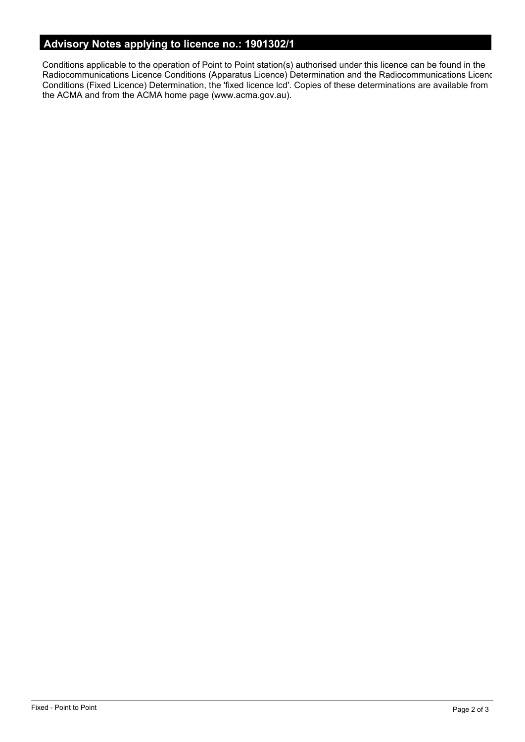## Advisory Notes applying to licence no.: 1901302/1

Conditions applicable to the operation of Point to Point station(s) authorised under this licence can be found in the Radiocommunications Licence Conditions (Apparatus Licence) Determination and the Radiocommunications Licenc Conditions (Fixed Licence) Determination, the 'fixed licence lcd'. Copies of these determinations are available from the ACMA and from the ACMA home page (www.acma.gov.au).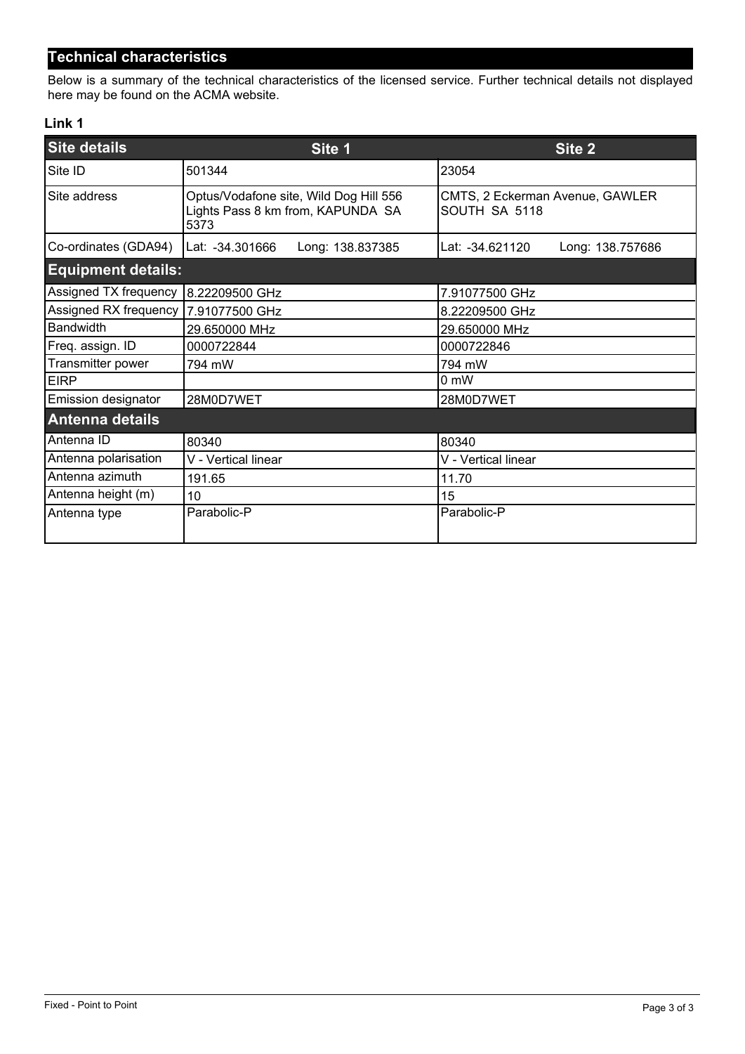## Technical characteristics

Below is a summary of the technical characteristics of the licensed service. Further technical details not displayed here may be found on the ACMA website.

### Link 1

| Site details | Site 1 | Site 2 |
|---|---|---|
| Site ID | 501344 | 23054 |
| Site address | Optus/Vodafone site, Wild Dog Hill 556 Lights Pass 8 km from, KAPUNDA SA 5373 | CMTS, 2 Eckerman Avenue, GAWLER SOUTH SA 5118 |
| Co-ordinates (GDA94) | Lat: -34.301666 Long: 138.837385 | Lat: -34.621120 Long: 138.757686 |
| **Equipment details:** | | |
| Assigned TX frequency | 8.22209500 GHz | 7.91077500 GHz |
| Assigned RX frequency | 7.91077500 GHz | 8.22209500 GHz |
| Bandwidth | 29.650000 MHz | 29.650000 MHz |
| Freq. assign. ID | 0000722844 | 0000722846 |
| Transmitter power | 794 mW | 794 mW |
| EIRP | | 0 mW |
| Emission designator | 28M0D7WET | 28M0D7WET |
| **Antenna details** | | |
| Antenna ID | 80340 | 80340 |
| Antenna polarisation | V - Vertical linear | V - Vertical linear |
| Antenna azimuth | 191.65 | 11.70 |
| Antenna height (m) | 10 | 15 |
| Antenna type | Parabolic-P | Parabolic-P |

Fixed - Point to Point